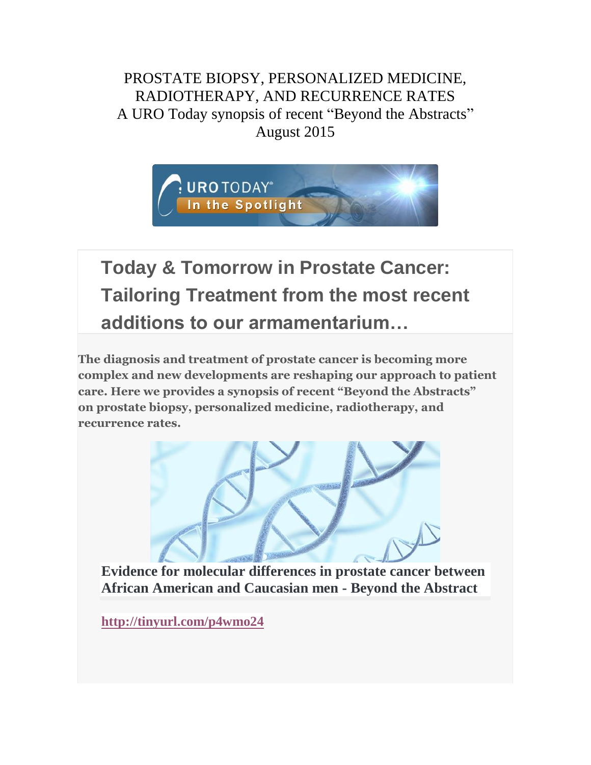PROSTATE BIOPSY, PERSONALIZED MEDICINE, RADIOTHERAPY, AND RECURRENCE RATES

A URO Today synopsis of recent "Beyond the Abstracts"

August 2015

# Today & Tomorrow in Prostate Cancer: Tailoring Treatment from the most recent additions to our armamentarium…

**The diagnosis and treatment of prostate cancer is becoming more complex and new developments are reshaping our approach to patient care. Here we provides a synopsis of recent "Beyond the Abstracts" on prostate biopsy, personalized medicine, radiotherapy, and recurrence rates.**

**Evidence for molecular differences in prostate cancer between African American and Caucasian men - Beyond the Abstract**

**http://tinyurl.com/p4wmo24**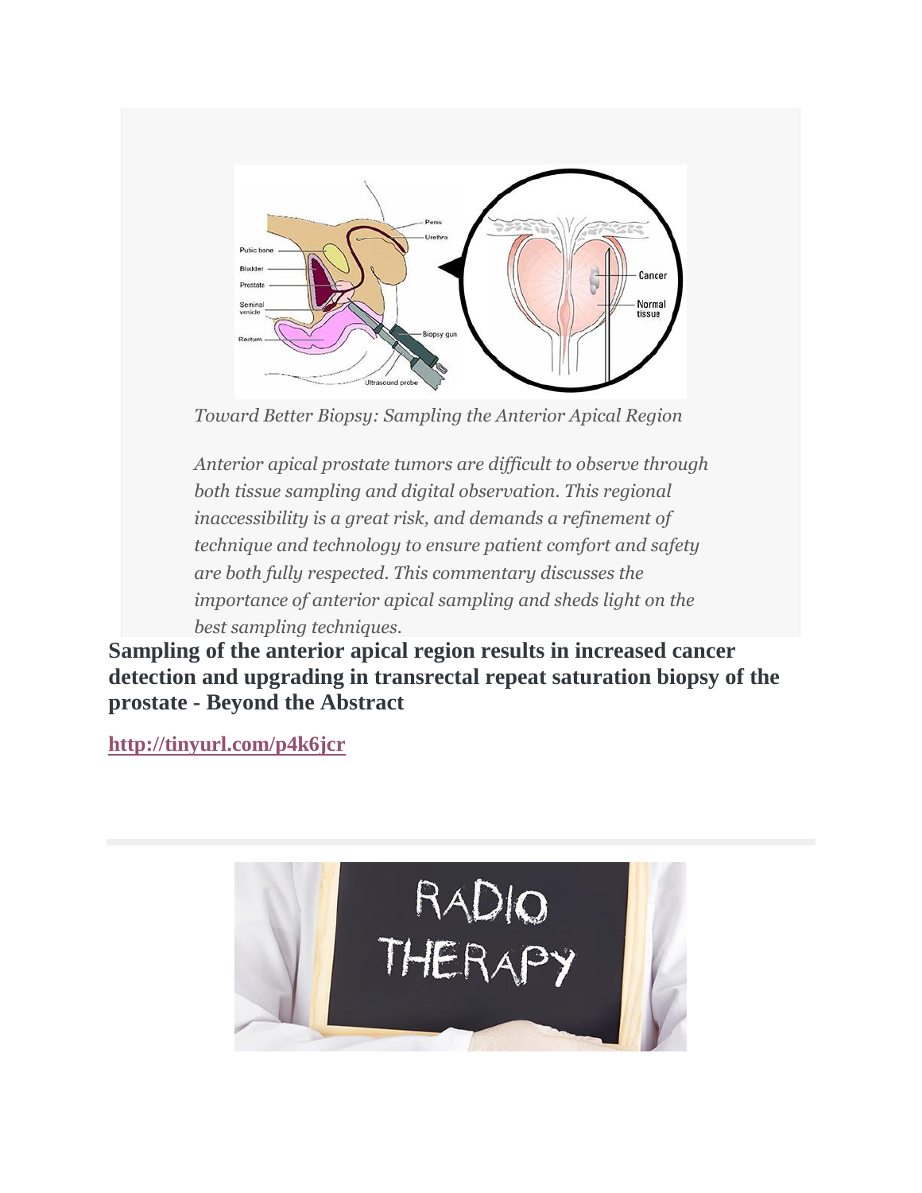*Toward Better Biopsy: Sampling the Anterior Apical Region*

*Anterior apical prostate tumors are difficult to observe through both tissue sampling and digital observation. This regional inaccessibility is a great risk, and demands a refinement of technique and technology to ensure patient comfort and safety are both fully respected. This commentary discusses the importance of anterior apical sampling and sheds light on the best sampling techniques.*

**Sampling of the anterior apical region results in increased cancer detection and upgrading in transrectal repeat saturation biopsy of the prostate - Beyond the Abstract**

**http://tinyurl.com/p4k6jcr**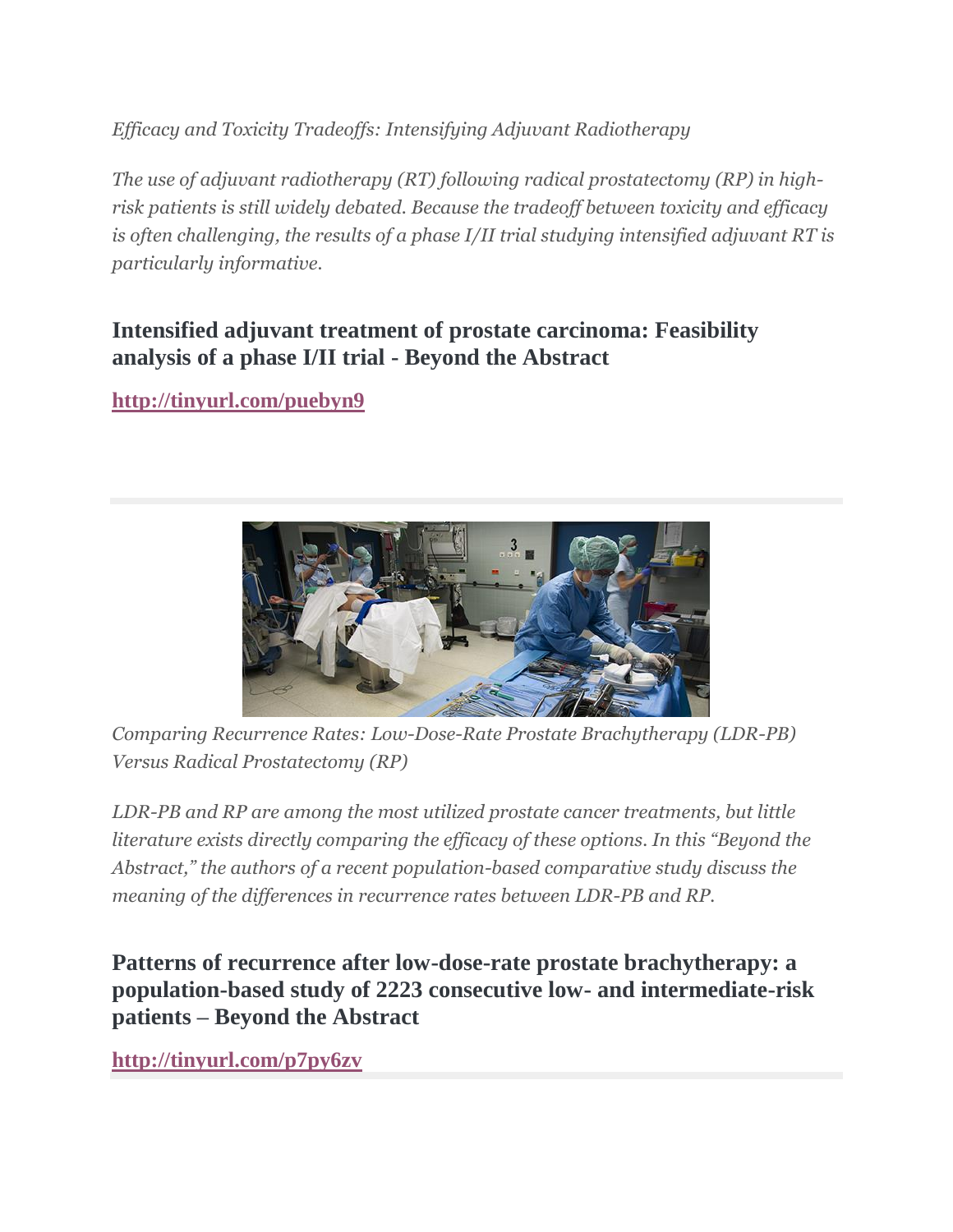*Efficacy and Toxicity Tradeoffs: Intensifying Adjuvant Radiotherapy*

*The use of adjuvant radiotherapy (RT) following radical prostatectomy (RP) in high-risk patients is still widely debated. Because the tradeoff between toxicity and efficacy is often challenging, the results of a phase I/II trial studying intensified adjuvant RT is particularly informative.*

## Intensified adjuvant treatment of prostate carcinoma: Feasibility analysis of a phase I/II trial - Beyond the Abstract

**http://tinyurl.com/puebyn9**

---

*Comparing Recurrence Rates: Low-Dose-Rate Prostate Brachytherapy (LDR-PB) Versus Radical Prostatectomy (RP)*

*LDR-PB and RP are among the most utilized prostate cancer treatments, but little literature exists directly comparing the efficacy of these options. In this "Beyond the Abstract," the authors of a recent population-based comparative study discuss the meaning of the differences in recurrence rates between LDR-PB and RP.*

## Patterns of recurrence after low-dose-rate prostate brachytherapy: a population-based study of 2223 consecutive low- and intermediate-risk patients – Beyond the Abstract

**http://tinyurl.com/p7py6zv**